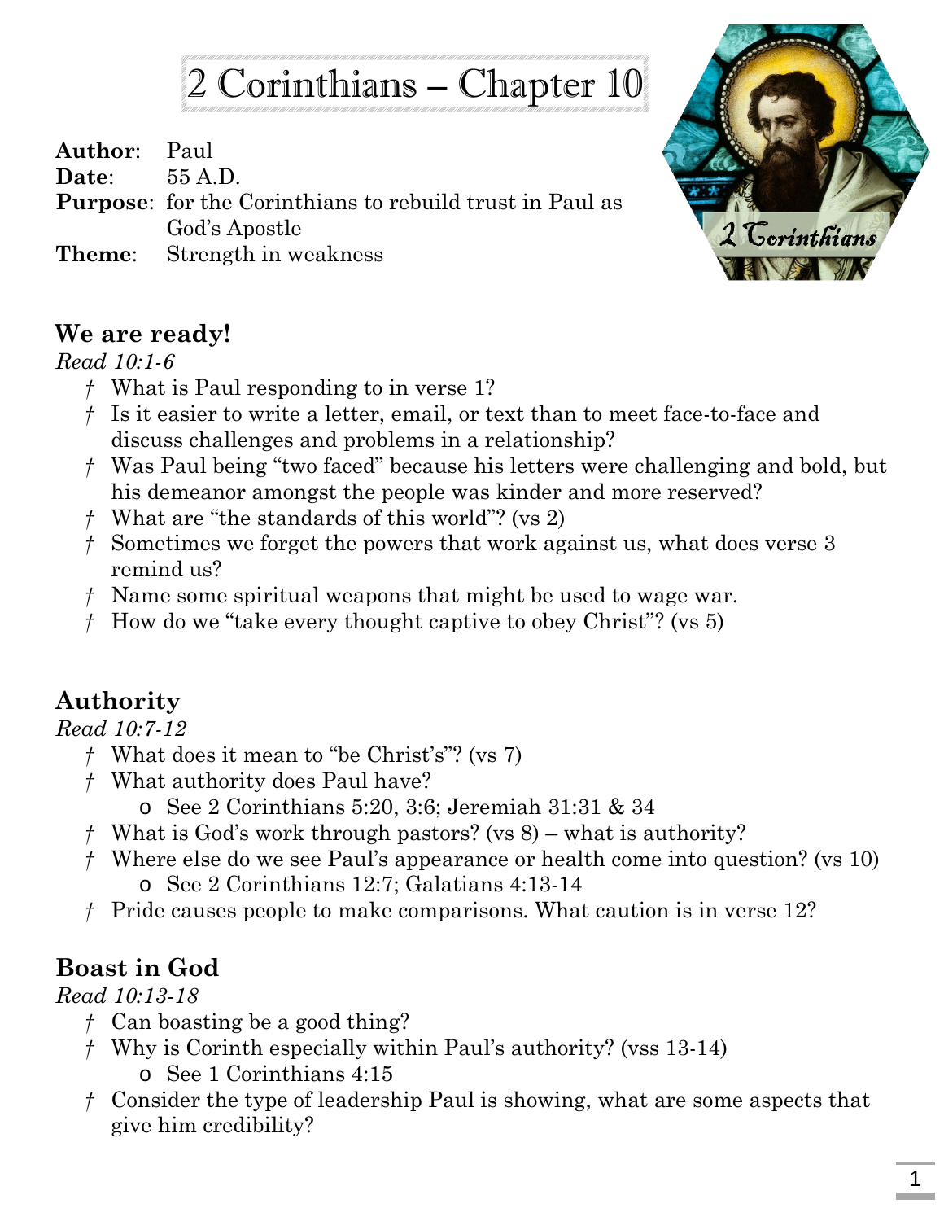# 2 Corinthians – Chapter 10

**Author**: Paul
**Date**: 55 A.D.
**Purpose**: for the Corinthians to rebuild trust in Paul as God's Apostle
**Theme**: Strength in weakness

## We are ready!

*Read 10:1-6*

- What is Paul responding to in verse 1?
- Is it easier to write a letter, email, or text than to meet face-to-face and discuss challenges and problems in a relationship?
- Was Paul being "two faced" because his letters were challenging and bold, but his demeanor amongst the people was kinder and more reserved?
- What are "the standards of this world"? (vs 2)
- Sometimes we forget the powers that work against us, what does verse 3 remind us?
- Name some spiritual weapons that might be used to wage war.
- How do we "take every thought captive to obey Christ"? (vs 5)

## Authority

*Read 10:7-12*

- What does it mean to "be Christ's"? (vs 7)
- What authority does Paul have?
  - See 2 Corinthians 5:20, 3:6; Jeremiah 31:31 & 34
- What is God's work through pastors? (vs 8) – what is authority?
- Where else do we see Paul's appearance or health come into question? (vs 10)
  - See 2 Corinthians 12:7; Galatians 4:13-14
- Pride causes people to make comparisons. What caution is in verse 12?

## Boast in God

*Read 10:13-18*

- Can boasting be a good thing?
- Why is Corinth especially within Paul's authority? (vss 13-14)
  - See 1 Corinthians 4:15
- Consider the type of leadership Paul is showing, what are some aspects that give him credibility?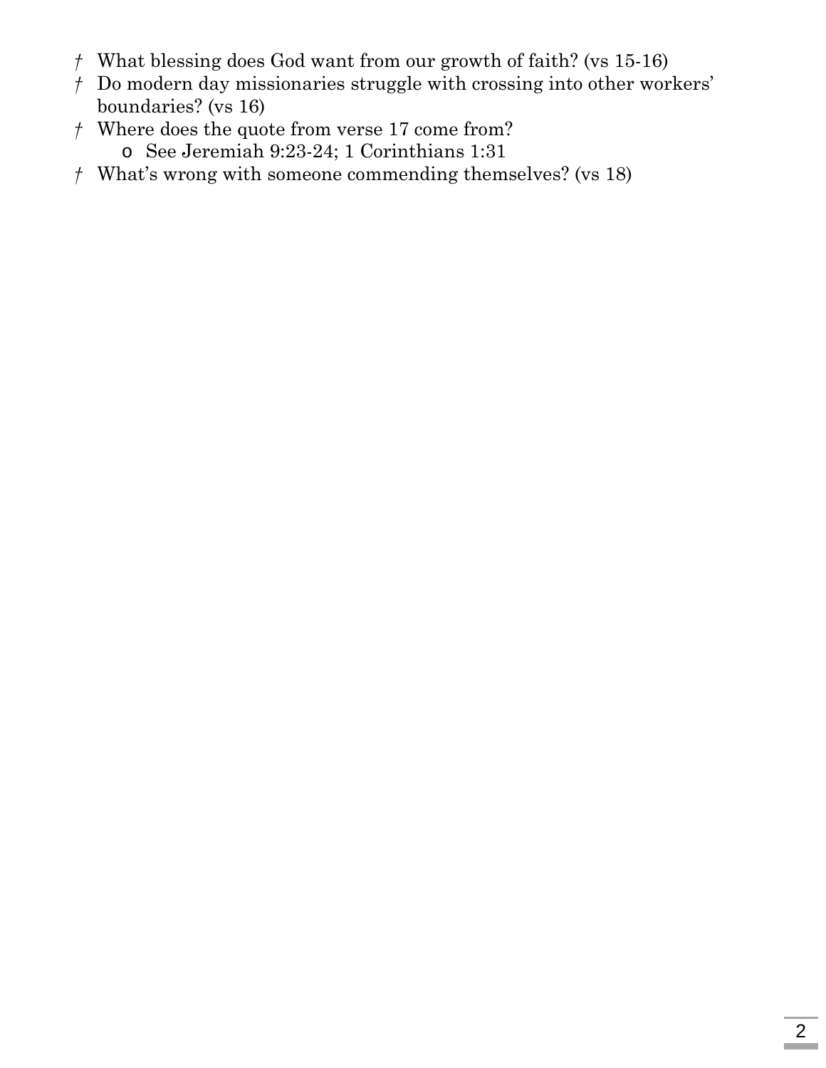- What blessing does God want from our growth of faith? (vs 15-16)
- Do modern day missionaries struggle with crossing into other workers' boundaries? (vs 16)
- Where does the quote from verse 17 come from?
  - See Jeremiah 9:23-24; 1 Corinthians 1:31
- What's wrong with someone commending themselves? (vs 18)